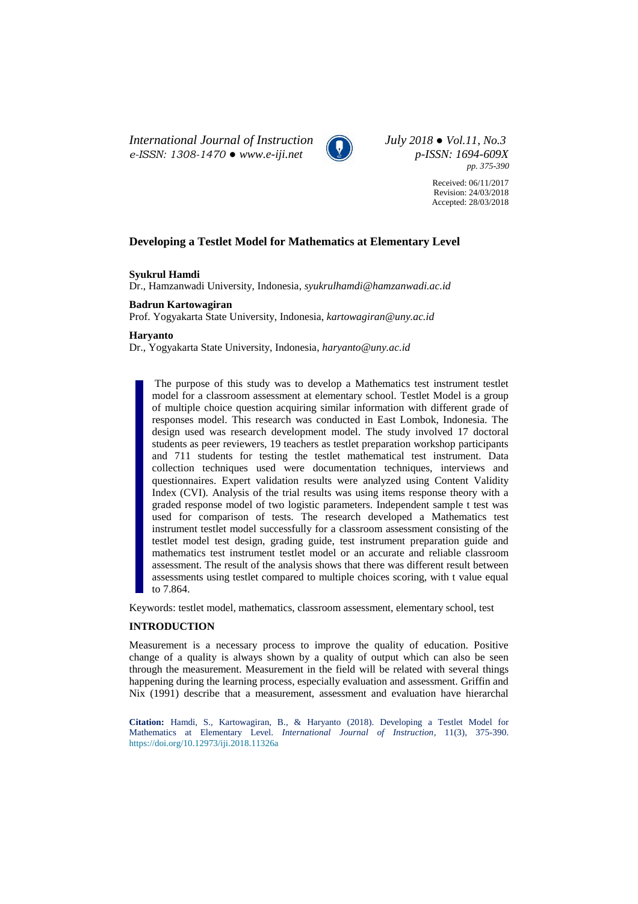Received: 06/11/2017
Revision: 24/03/2018
Accepted: 28/03/2018

# Developing a Testlet Model for Mathematics at Elementary Level

**Syukrul Hamdi**
Dr., Hamzanwadi University, Indonesia, *syukrulhamdi@hamzanwadi.ac.id*

**Badrun Kartowagiran**
Prof. Yogyakarta State University, Indonesia, *kartowagiran@uny.ac.id*

**Haryanto**
Dr., Yogyakarta State University, Indonesia, *haryanto@uny.ac.id*

The purpose of this study was to develop a Mathematics test instrument testlet model for a classroom assessment at elementary school. Testlet Model is a group of multiple choice question acquiring similar information with different grade of responses model. This research was conducted in East Lombok, Indonesia. The design used was research development model. The study involved 17 doctoral students as peer reviewers, 19 teachers as testlet preparation workshop participants and 711 students for testing the testlet mathematical test instrument. Data collection techniques used were documentation techniques, interviews and questionnaires. Expert validation results were analyzed using Content Validity Index (CVI). Analysis of the trial results was using items response theory with a graded response model of two logistic parameters. Independent sample t test was used for comparison of tests. The research developed a Mathematics test instrument testlet model successfully for a classroom assessment consisting of the testlet model test design, grading guide, test instrument preparation guide and mathematics test instrument testlet model or an accurate and reliable classroom assessment. The result of the analysis shows that there was different result between assessments using testlet compared to multiple choices scoring, with t value equal to 7.864.

Keywords: testlet model, mathematics, classroom assessment, elementary school, test

## INTRODUCTION

Measurement is a necessary process to improve the quality of education. Positive change of a quality is always shown by a quality of output which can also be seen through the measurement. Measurement in the field will be related with several things happening during the learning process, especially evaluation and assessment. Griffin and Nix (1991) describe that a measurement, assessment and evaluation have hierarchal

**Citation:** Hamdi, S., Kartowagiran, B., & Haryanto (2018). Developing a Testlet Model for Mathematics at Elementary Level. *International Journal of Instruction*, 11(3), 375-390. https://doi.org/10.12973/iji.2018.11326a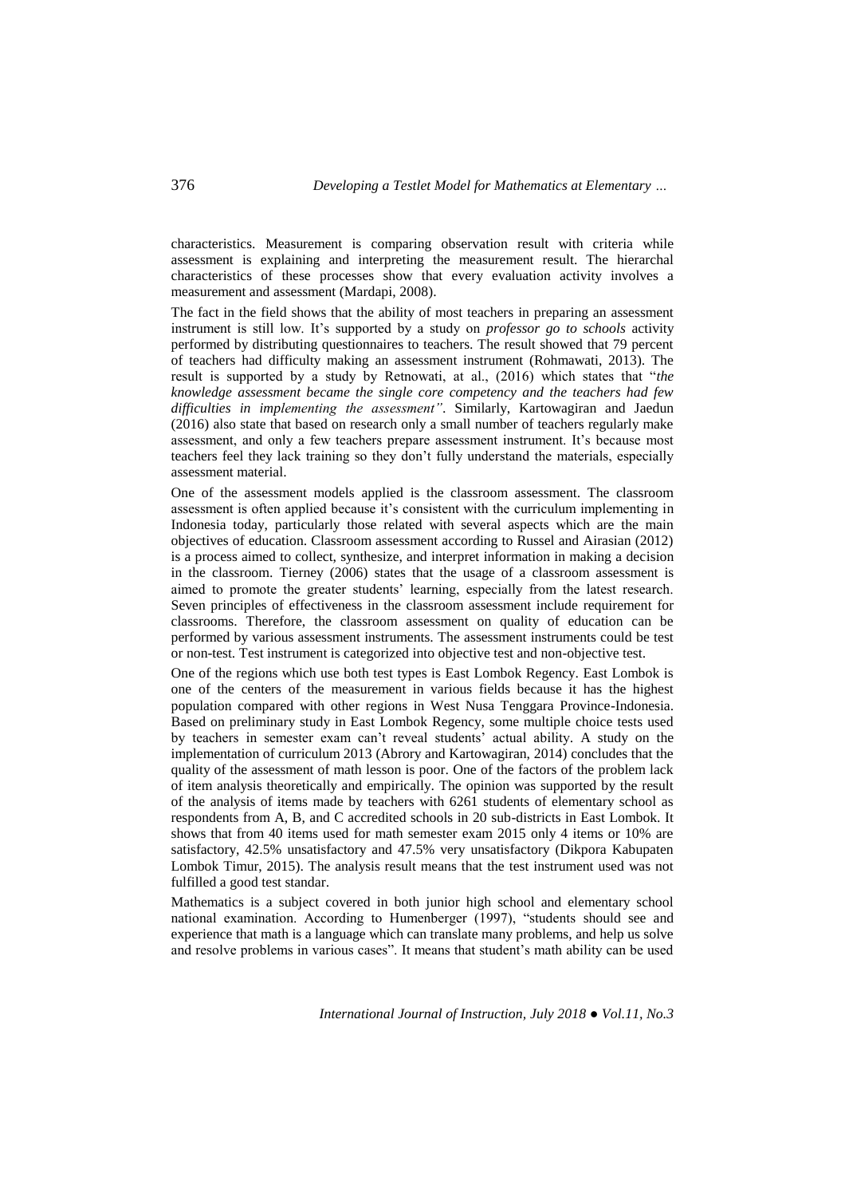characteristics. Measurement is comparing observation result with criteria while assessment is explaining and interpreting the measurement result. The hierarchal characteristics of these processes show that every evaluation activity involves a measurement and assessment (Mardapi, 2008).

The fact in the field shows that the ability of most teachers in preparing an assessment instrument is still low. It's supported by a study on *professor go to schools* activity performed by distributing questionnaires to teachers. The result showed that 79 percent of teachers had difficulty making an assessment instrument (Rohmawati, 2013). The result is supported by a study by Retnowati, at al., (2016) which states that "*the knowledge assessment became the single core competency and the teachers had few difficulties in implementing the assessment"*. Similarly, Kartowagiran and Jaedun (2016) also state that based on research only a small number of teachers regularly make assessment, and only a few teachers prepare assessment instrument. It's because most teachers feel they lack training so they don't fully understand the materials, especially assessment material.

One of the assessment models applied is the classroom assessment. The classroom assessment is often applied because it's consistent with the curriculum implementing in Indonesia today, particularly those related with several aspects which are the main objectives of education. Classroom assessment according to Russel and Airasian (2012) is a process aimed to collect, synthesize, and interpret information in making a decision in the classroom. Tierney (2006) states that the usage of a classroom assessment is aimed to promote the greater students' learning, especially from the latest research. Seven principles of effectiveness in the classroom assessment include requirement for classrooms. Therefore, the classroom assessment on quality of education can be performed by various assessment instruments. The assessment instruments could be test or non-test. Test instrument is categorized into objective test and non-objective test.

One of the regions which use both test types is East Lombok Regency. East Lombok is one of the centers of the measurement in various fields because it has the highest population compared with other regions in West Nusa Tenggara Province-Indonesia. Based on preliminary study in East Lombok Regency, some multiple choice tests used by teachers in semester exam can't reveal students' actual ability. A study on the implementation of curriculum 2013 (Abrory and Kartowagiran, 2014) concludes that the quality of the assessment of math lesson is poor. One of the factors of the problem lack of item analysis theoretically and empirically. The opinion was supported by the result of the analysis of items made by teachers with 6261 students of elementary school as respondents from A, B, and C accredited schools in 20 sub-districts in East Lombok. It shows that from 40 items used for math semester exam 2015 only 4 items or 10% are satisfactory, 42.5% unsatisfactory and 47.5% very unsatisfactory (Dikpora Kabupaten Lombok Timur, 2015). The analysis result means that the test instrument used was not fulfilled a good test standar.

Mathematics is a subject covered in both junior high school and elementary school national examination. According to Humenberger (1997), "students should see and experience that math is a language which can translate many problems, and help us solve and resolve problems in various cases". It means that student's math ability can be used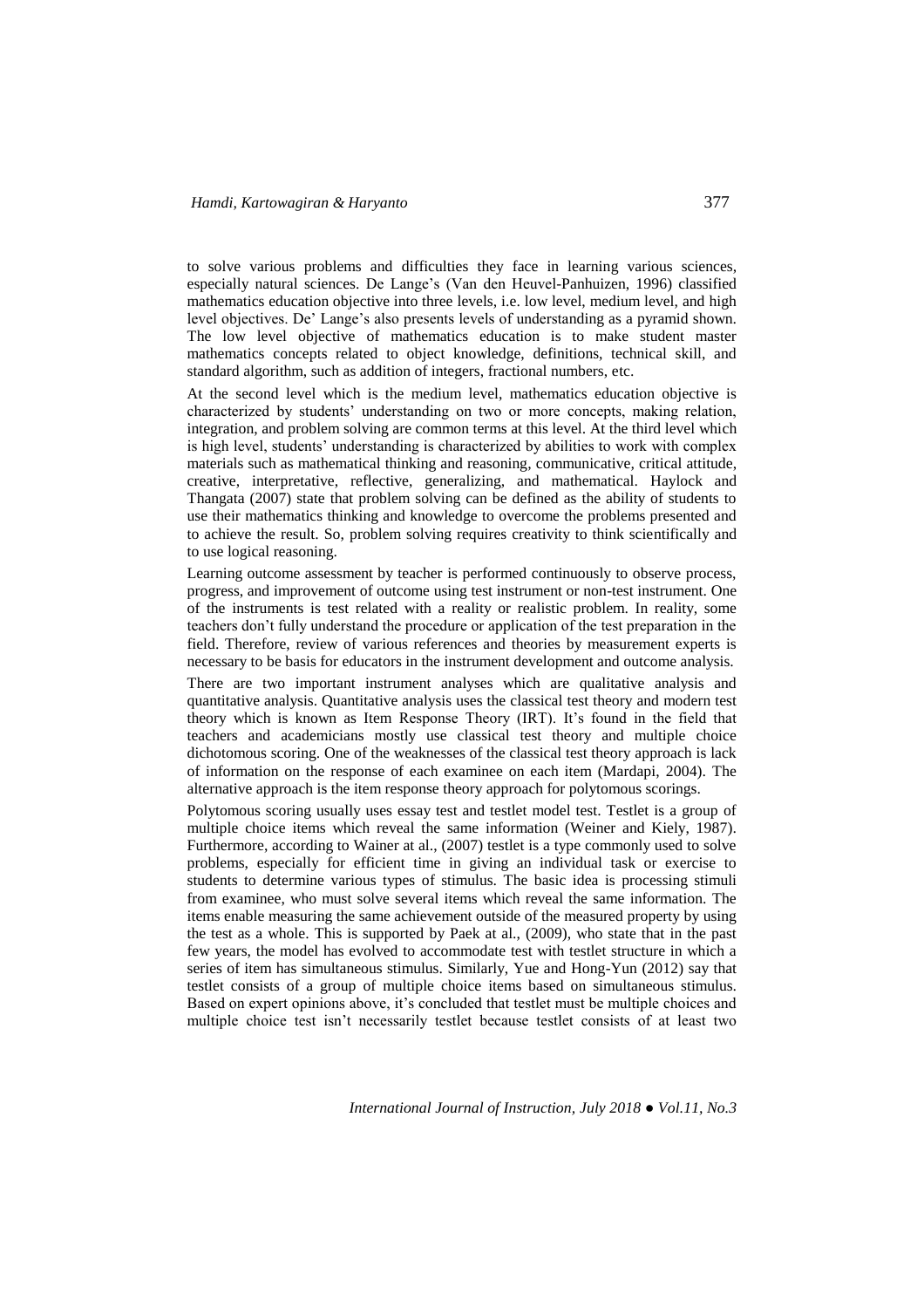to solve various problems and difficulties they face in learning various sciences, especially natural sciences. De Lange's (Van den Heuvel-Panhuizen, 1996) classified mathematics education objective into three levels, i.e. low level, medium level, and high level objectives. De' Lange's also presents levels of understanding as a pyramid shown. The low level objective of mathematics education is to make student master mathematics concepts related to object knowledge, definitions, technical skill, and standard algorithm, such as addition of integers, fractional numbers, etc.

At the second level which is the medium level, mathematics education objective is characterized by students' understanding on two or more concepts, making relation, integration, and problem solving are common terms at this level. At the third level which is high level, students' understanding is characterized by abilities to work with complex materials such as mathematical thinking and reasoning, communicative, critical attitude, creative, interpretative, reflective, generalizing, and mathematical. Haylock and Thangata (2007) state that problem solving can be defined as the ability of students to use their mathematics thinking and knowledge to overcome the problems presented and to achieve the result. So, problem solving requires creativity to think scientifically and to use logical reasoning.

Learning outcome assessment by teacher is performed continuously to observe process, progress, and improvement of outcome using test instrument or non-test instrument. One of the instruments is test related with a reality or realistic problem. In reality, some teachers don't fully understand the procedure or application of the test preparation in the field. Therefore, review of various references and theories by measurement experts is necessary to be basis for educators in the instrument development and outcome analysis.

There are two important instrument analyses which are qualitative analysis and quantitative analysis. Quantitative analysis uses the classical test theory and modern test theory which is known as Item Response Theory (IRT). It's found in the field that teachers and academicians mostly use classical test theory and multiple choice dichotomous scoring. One of the weaknesses of the classical test theory approach is lack of information on the response of each examinee on each item (Mardapi, 2004). The alternative approach is the item response theory approach for polytomous scorings.

Polytomous scoring usually uses essay test and testlet model test. Testlet is a group of multiple choice items which reveal the same information (Weiner and Kiely, 1987). Furthermore, according to Wainer at al., (2007) testlet is a type commonly used to solve problems, especially for efficient time in giving an individual task or exercise to students to determine various types of stimulus. The basic idea is processing stimuli from examinee, who must solve several items which reveal the same information. The items enable measuring the same achievement outside of the measured property by using the test as a whole. This is supported by Paek at al., (2009), who state that in the past few years, the model has evolved to accommodate test with testlet structure in which a series of item has simultaneous stimulus. Similarly, Yue and Hong-Yun (2012) say that testlet consists of a group of multiple choice items based on simultaneous stimulus. Based on expert opinions above, it's concluded that testlet must be multiple choices and multiple choice test isn't necessarily testlet because testlet consists of at least two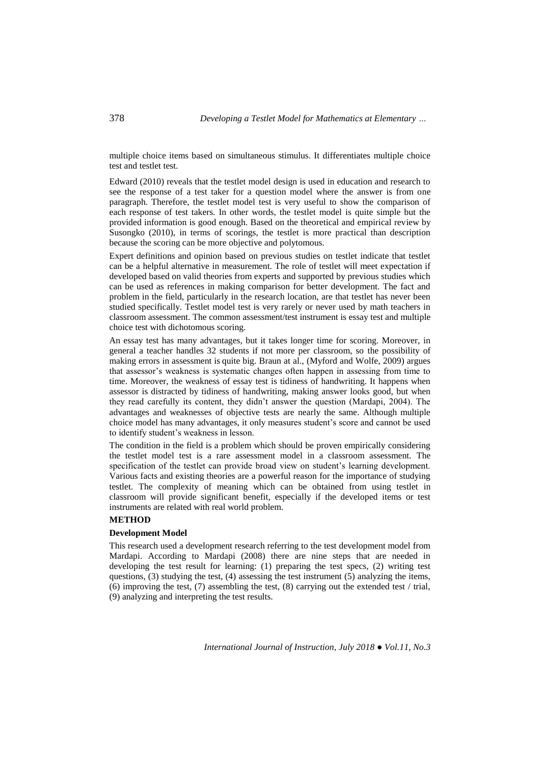multiple choice items based on simultaneous stimulus. It differentiates multiple choice test and testlet test.

Edward (2010) reveals that the testlet model design is used in education and research to see the response of a test taker for a question model where the answer is from one paragraph. Therefore, the testlet model test is very useful to show the comparison of each response of test takers. In other words, the testlet model is quite simple but the provided information is good enough. Based on the theoretical and empirical review by Susongko (2010), in terms of scorings, the testlet is more practical than description because the scoring can be more objective and polytomous.

Expert definitions and opinion based on previous studies on testlet indicate that testlet can be a helpful alternative in measurement. The role of testlet will meet expectation if developed based on valid theories from experts and supported by previous studies which can be used as references in making comparison for better development. The fact and problem in the field, particularly in the research location, are that testlet has never been studied specifically. Testlet model test is very rarely or never used by math teachers in classroom assessment. The common assessment/test instrument is essay test and multiple choice test with dichotomous scoring.

An essay test has many advantages, but it takes longer time for scoring. Moreover, in general a teacher handles 32 students if not more per classroom, so the possibility of making errors in assessment is quite big. Braun at al., (Myford and Wolfe, 2009) argues that assessor's weakness is systematic changes often happen in assessing from time to time. Moreover, the weakness of essay test is tidiness of handwriting. It happens when assessor is distracted by tidiness of handwriting, making answer looks good, but when they read carefully its content, they didn't answer the question (Mardapi, 2004). The advantages and weaknesses of objective tests are nearly the same. Although multiple choice model has many advantages, it only measures student's score and cannot be used to identify student's weakness in lesson.

The condition in the field is a problem which should be proven empirically considering the testlet model test is a rare assessment model in a classroom assessment. The specification of the testlet can provide broad view on student's learning development. Various facts and existing theories are a powerful reason for the importance of studying testlet. The complexity of meaning which can be obtained from using testlet in classroom will provide significant benefit, especially if the developed items or test instruments are related with real world problem.

## METHOD

### Development Model

This research used a development research referring to the test development model from Mardapi. According to Mardapi (2008) there are nine steps that are needed in developing the test result for learning: (1) preparing the test specs, (2) writing test questions, (3) studying the test, (4) assessing the test instrument (5) analyzing the items, (6) improving the test, (7) assembling the test, (8) carrying out the extended test / trial, (9) analyzing and interpreting the test results.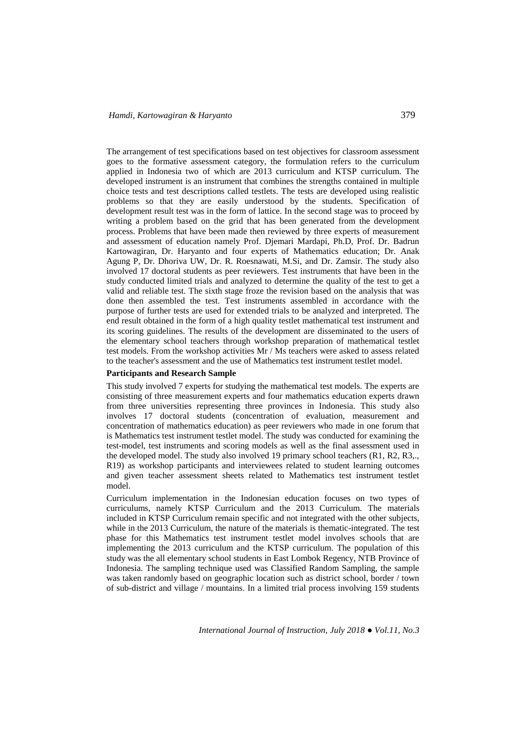The arrangement of test specifications based on test objectives for classroom assessment goes to the formative assessment category, the formulation refers to the curriculum applied in Indonesia two of which are 2013 curriculum and KTSP curriculum. The developed instrument is an instrument that combines the strengths contained in multiple choice tests and test descriptions called testlets. The tests are developed using realistic problems so that they are easily understood by the students. Specification of development result test was in the form of lattice. In the second stage was to proceed by writing a problem based on the grid that has been generated from the development process. Problems that have been made then reviewed by three experts of measurement and assessment of education namely Prof. Djemari Mardapi, Ph.D, Prof. Dr. Badrun Kartowagiran, Dr. Haryanto and four experts of Mathematics education; Dr. Anak Agung P, Dr. Dhoriva UW, Dr. R. Roesnawati, M.Si, and Dr. Zamsir. The study also involved 17 doctoral students as peer reviewers. Test instruments that have been in the study conducted limited trials and analyzed to determine the quality of the test to get a valid and reliable test. The sixth stage froze the revision based on the analysis that was done then assembled the test. Test instruments assembled in accordance with the purpose of further tests are used for extended trials to be analyzed and interpreted. The end result obtained in the form of a high quality testlet mathematical test instrument and its scoring guidelines. The results of the development are disseminated to the users of the elementary school teachers through workshop preparation of mathematical testlet test models. From the workshop activities Mr / Ms teachers were asked to assess related to the teacher's assessment and the use of Mathematics test instrument testlet model.

**Participants and Research Sample**

This study involved 7 experts for studying the mathematical test models. The experts are consisting of three measurement experts and four mathematics education experts drawn from three universities representing three provinces in Indonesia. This study also involves 17 doctoral students (concentration of evaluation, measurement and concentration of mathematics education) as peer reviewers who made in one forum that is Mathematics test instrument testlet model. The study was conducted for examining the test-model, test instruments and scoring models as well as the final assessment used in the developed model. The study also involved 19 primary school teachers (R1, R2, R3,., R19) as workshop participants and interviewees related to student learning outcomes and given teacher assessment sheets related to Mathematics test instrument testlet model.

Curriculum implementation in the Indonesian education focuses on two types of curriculums, namely KTSP Curriculum and the 2013 Curriculum. The materials included in KTSP Curriculum remain specific and not integrated with the other subjects, while in the 2013 Curriculum, the nature of the materials is thematic-integrated. The test phase for this Mathematics test instrument testlet model involves schools that are implementing the 2013 curriculum and the KTSP curriculum. The population of this study was the all elementary school students in East Lombok Regency, NTB Province of Indonesia. The sampling technique used was Classified Random Sampling, the sample was taken randomly based on geographic location such as district school, border / town of sub-district and village / mountains. In a limited trial process involving 159 students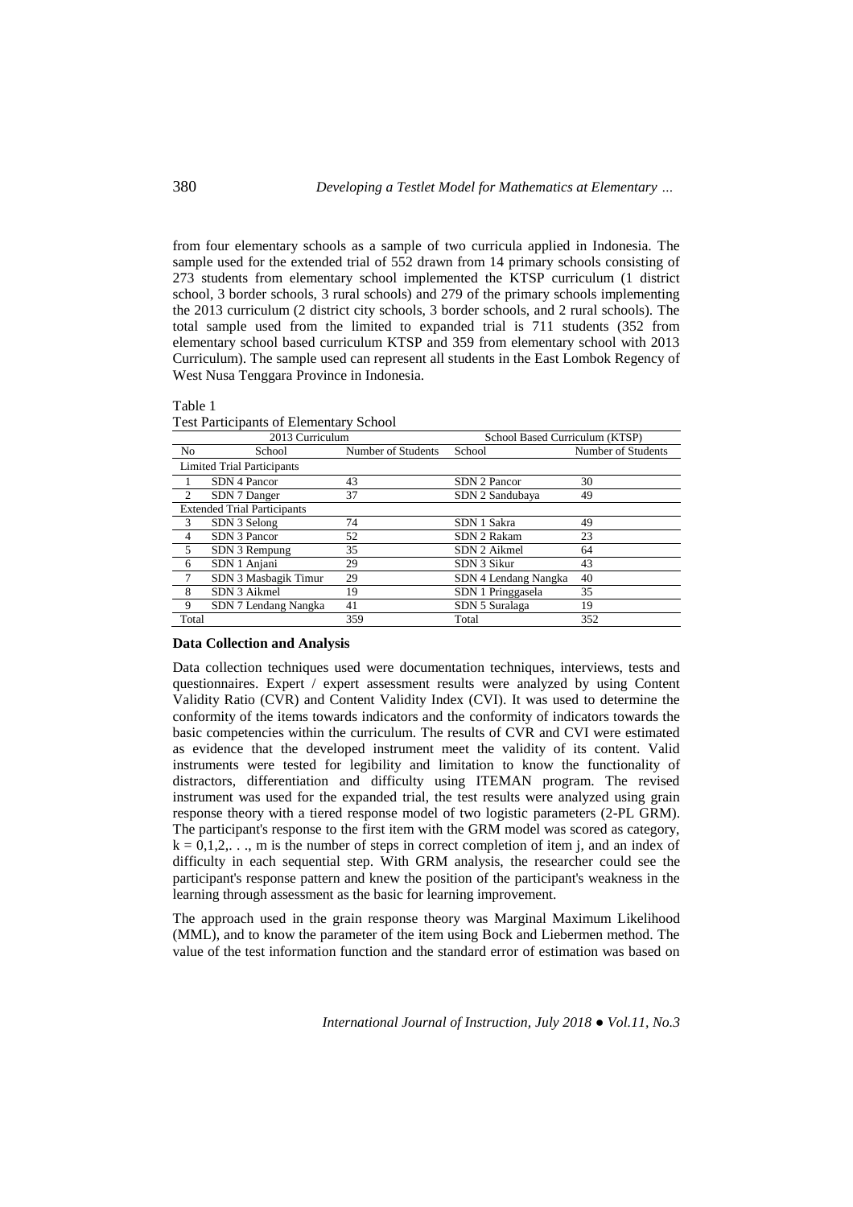from four elementary schools as a sample of two curricula applied in Indonesia. The sample used for the extended trial of 552 drawn from 14 primary schools consisting of 273 students from elementary school implemented the KTSP curriculum (1 district school, 3 border schools, 3 rural schools) and 279 of the primary schools implementing the 2013 curriculum (2 district city schools, 3 border schools, and 2 rural schools). The total sample used from the limited to expanded trial is 711 students (352 from elementary school based curriculum KTSP and 359 from elementary school with 2013 Curriculum). The sample used can represent all students in the East Lombok Regency of West Nusa Tenggara Province in Indonesia.

Table 1
Test Participants of Elementary School

| | 2013 Curriculum | | School Based Curriculum (KTSP) | |
|---|---|---|---|---|
| No | School | Number of Students | School | Number of Students |
| Limited Trial Participants | | | | |
| 1 | SDN 4 Pancor | 43 | SDN 2 Pancor | 30 |
| 2 | SDN 7 Danger | 37 | SDN 2 Sandubaya | 49 |
| Extended Trial Participants | | | | |
| 3 | SDN 3 Selong | 74 | SDN 1 Sakra | 49 |
| 4 | SDN 3 Pancor | 52 | SDN 2 Rakam | 23 |
| 5 | SDN 3 Rempung | 35 | SDN 2 Aikmel | 64 |
| 6 | SDN 1 Anjani | 29 | SDN 3 Sikur | 43 |
| 7 | SDN 3 Masbagik Timur | 29 | SDN 4 Lendang Nangka | 40 |
| 8 | SDN 3 Aikmel | 19 | SDN 1 Pringgasela | 35 |
| 9 | SDN 7 Lendang Nangka | 41 | SDN 5 Suralaga | 19 |
| Total | | 359 | Total | 352 |

**Data Collection and Analysis**

Data collection techniques used were documentation techniques, interviews, tests and questionnaires. Expert / expert assessment results were analyzed by using Content Validity Ratio (CVR) and Content Validity Index (CVI). It was used to determine the conformity of the items towards indicators and the conformity of indicators towards the basic competencies within the curriculum. The results of CVR and CVI were estimated as evidence that the developed instrument meet the validity of its content. Valid instruments were tested for legibility and limitation to know the functionality of distractors, differentiation and difficulty using ITEMAN program. The revised instrument was used for the expanded trial, the test results were analyzed using grain response theory with a tiered response model of two logistic parameters (2-PL GRM). The participant's response to the first item with the GRM model was scored as category, $k = 0,1,2,. . .$, m is the number of steps in correct completion of item j, and an index of difficulty in each sequential step. With GRM analysis, the researcher could see the participant's response pattern and knew the position of the participant's weakness in the learning through assessment as the basic for learning improvement.

The approach used in the grain response theory was Marginal Maximum Likelihood (MML), and to know the parameter of the item using Bock and Liebermen method. The value of the test information function and the standard error of estimation was based on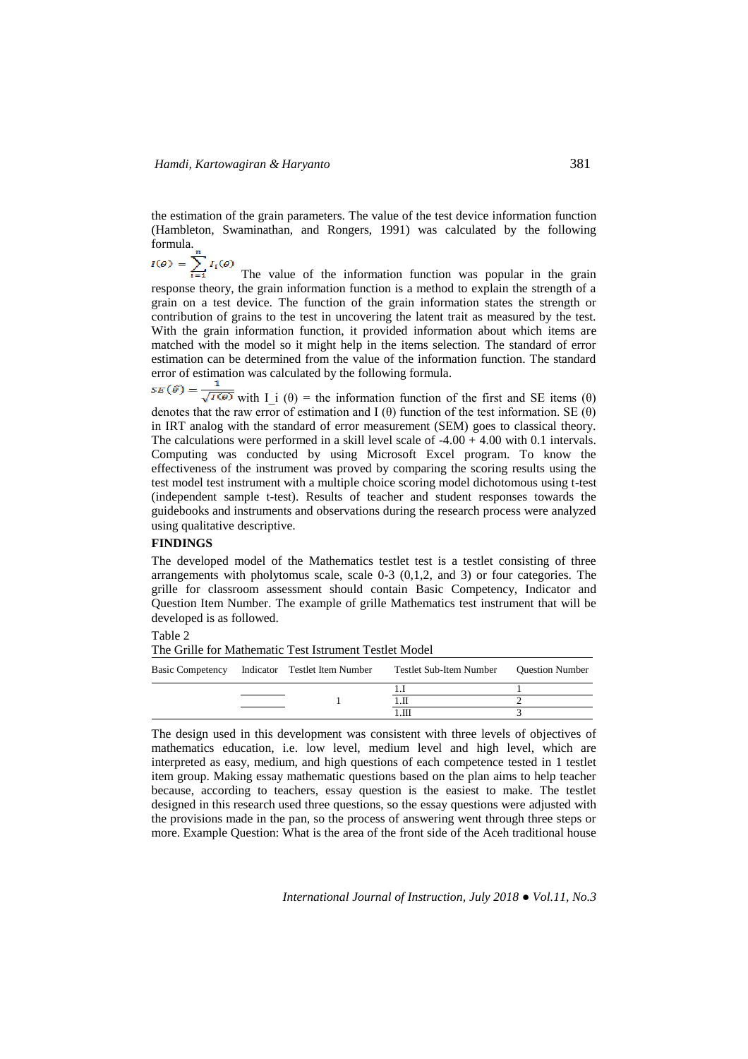the estimation of the grain parameters. The value of the test device information function (Hambleton, Swaminathan, and Rongers, 1991) was calculated by the following formula.

$$I(\theta) = \sum_{i=1}^{n} I_i(\theta)$$

The value of the information function was popular in the grain response theory, the grain information function is a method to explain the strength of a grain on a test device. The function of the grain information states the strength or contribution of grains to the test in uncovering the latent trait as measured by the test. With the grain information function, it provided information about which items are matched with the model so it might help in the items selection. The standard of error estimation can be determined from the value of the information function. The standard error of estimation was calculated by the following formula.

$$SE(\theta) = \frac{1}{\sqrt{I(\theta)}}$$

with I_i (θ) = the information function of the first and SE items (θ) denotes that the raw error of estimation and I (θ) function of the test information. SE (θ) in IRT analog with the standard of error measurement (SEM) goes to classical theory. The calculations were performed in a skill level scale of -4.00 + 4.00 with 0.1 intervals. Computing was conducted by using Microsoft Excel program. To know the effectiveness of the instrument was proved by comparing the scoring results using the test model test instrument with a multiple choice scoring model dichotomous using t-test (independent sample t-test). Results of teacher and student responses towards the guidebooks and instruments and observations during the research process were analyzed using qualitative descriptive.

## FINDINGS

The developed model of the Mathematics testlet test is a testlet consisting of three arrangements with pholytomus scale, scale 0-3 (0,1,2, and 3) or four categories. The grille for classroom assessment should contain Basic Competency, Indicator and Question Item Number. The example of grille Mathematics test instrument that will be developed is as followed.

Table 2

The Grille for Mathematic Test Istrument Testlet Model

| Basic Competency | Indicator | Testlet Item Number | Testlet Sub-Item Number | Question Number |
|---|---|---|---|---|
| | | | 1.I | 1 |
| | | 1 | 1.II | 2 |
| | | | 1.III | 3 |

The design used in this development was consistent with three levels of objectives of mathematics education, i.e. low level, medium level and high level, which are interpreted as easy, medium, and high questions of each competence tested in 1 testlet item group. Making essay mathematic questions based on the plan aims to help teacher because, according to teachers, essay question is the easiest to make. The testlet designed in this research used three questions, so the essay questions were adjusted with the provisions made in the pan, so the process of answering went through three steps or more. Example Question: What is the area of the front side of the Aceh traditional house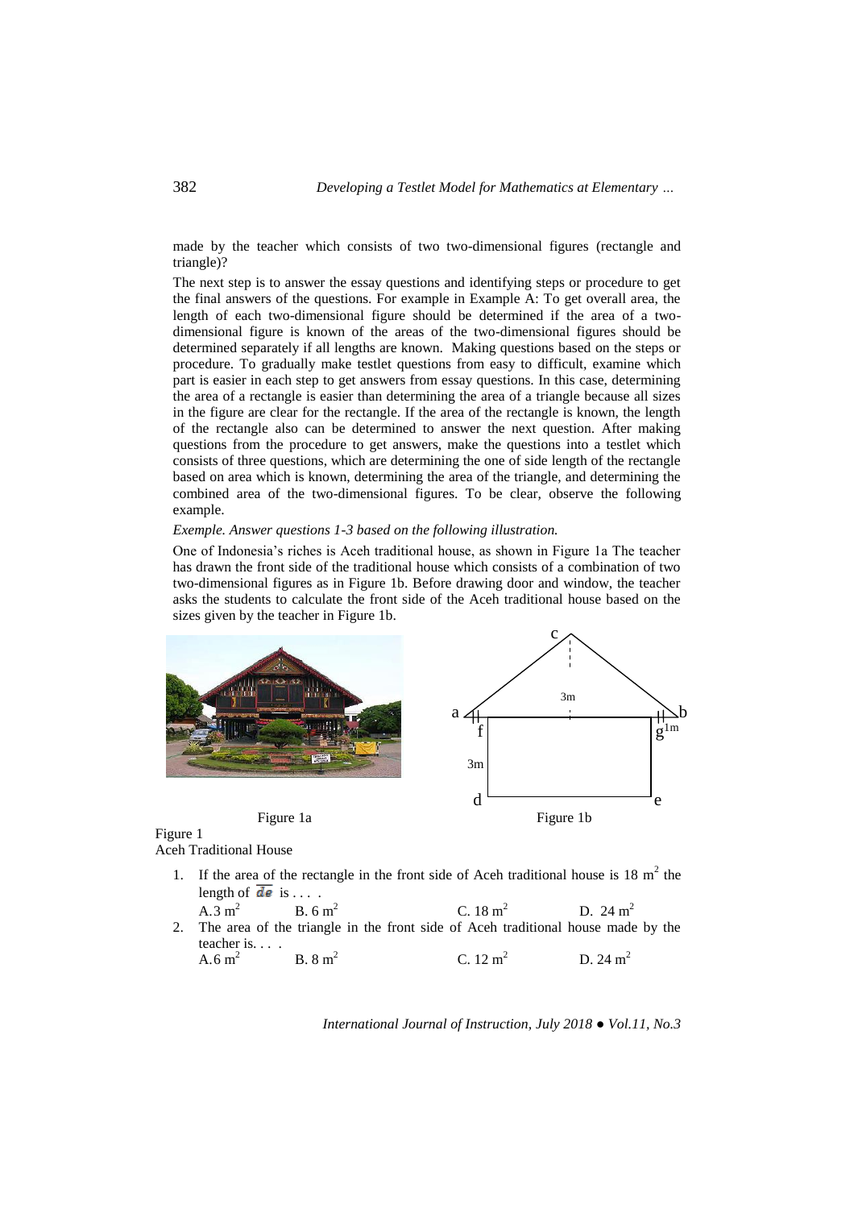made by the teacher which consists of two two-dimensional figures (rectangle and triangle)?

The next step is to answer the essay questions and identifying steps or procedure to get the final answers of the questions. For example in Example A: To get overall area, the length of each two-dimensional figure should be determined if the area of a two-dimensional figure is known of the areas of the two-dimensional figures should be determined separately if all lengths are known. Making questions based on the steps or procedure. To gradually make testlet questions from easy to difficult, examine which part is easier in each step to get answers from essay questions. In this case, determining the area of a rectangle is easier than determining the area of a triangle because all sizes in the figure are clear for the rectangle. If the area of the rectangle is known, the length of the rectangle also can be determined to answer the next question. After making questions from the procedure to get answers, make the questions into a testlet which consists of three questions, which are determining the one of side length of the rectangle based on area which is known, determining the area of the triangle, and determining the combined area of the two-dimensional figures. To be clear, observe the following example.

*Exemple. Answer questions 1-3 based on the following illustration.*

One of Indonesia's riches is Aceh traditional house, as shown in Figure 1a The teacher has drawn the front side of the traditional house which consists of a combination of two two-dimensional figures as in Figure 1b. Before drawing door and window, the teacher asks the students to calculate the front side of the Aceh traditional house based on the sizes given by the teacher in Figure 1b.

Figure 1a

Figure 1b

Figure 1
Aceh Traditional House

1. If the area of the rectangle in the front side of Aceh traditional house is 18 $m^2$ the length of $\overline{de}$ is . . . .
   A. 3 $m^2$ B. 6 $m^2$ C. 18 $m^2$ D. 24 $m^2$
2. The area of the triangle in the front side of Aceh traditional house made by the teacher is. . . .
   A. 6 $m^2$ B. 8 $m^2$ C. 12 $m^2$ D. 24 $m^2$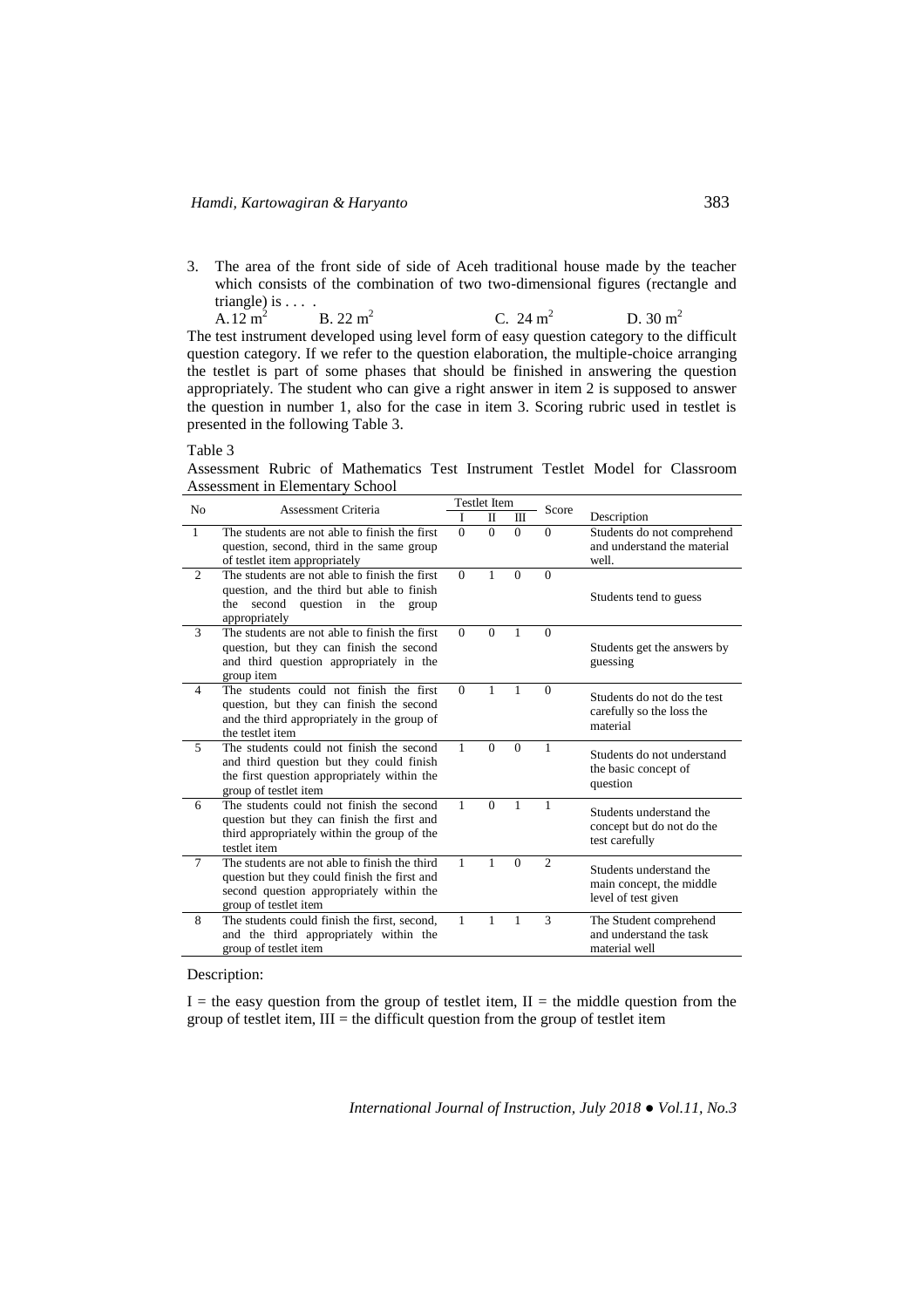3. The area of the front side of side of Aceh traditional house made by the teacher which consists of the combination of two two-dimensional figures (rectangle and triangle) is . . . .
   A. $12\ m^2$ B. $22\ m^2$ C. $24\ m^2$ D. $30\ m^2$

The test instrument developed using level form of easy question category to the difficult question category. If we refer to the question elaboration, the multiple-choice arranging the testlet is part of some phases that should be finished in answering the question appropriately. The student who can give a right answer in item 2 is supposed to answer the question in number 1, also for the case in item 3. Scoring rubric used in testlet is presented in the following Table 3.

Table 3

Assessment Rubric of Mathematics Test Instrument Testlet Model for Classroom Assessment in Elementary School

| No | Assessment Criteria | Testlet Item | | | Score | Description |
|---|---|---|---|---|---|---|
| | | I | II | III | | |
| 1 | The students are not able to finish the first question, second, third in the same group of testlet item appropriately | 0 | 0 | 0 | 0 | Students do not comprehend and understand the material well. |
| 2 | The students are not able to finish the first question, and the third but able to finish the second question in the group appropriately | 0 | 1 | 0 | 0 | Students tend to guess |
| 3 | The students are not able to finish the first question, but they can finish the second and third question appropriately in the group item | 0 | 0 | 1 | 0 | Students get the answers by guessing |
| 4 | The students could not finish the first question, but they can finish the second and the third appropriately in the group of the testlet item | 0 | 1 | 1 | 0 | Students do not do the test carefully so the loss the material |
| 5 | The students could not finish the second and third question but they could finish the first question appropriately within the group of testlet item | 1 | 0 | 0 | 1 | Students do not understand the basic concept of question |
| 6 | The students could not finish the second question but they can finish the first and third appropriately within the group of the testlet item | 1 | 0 | 1 | 1 | Students understand the concept but do not do the test carefully |
| 7 | The students are not able to finish the third question but they could finish the first and second question appropriately within the group of testlet item | 1 | 1 | 0 | 2 | Students understand the main concept, the middle level of test given |
| 8 | The students could finish the first, second, and the third appropriately within the group of testlet item | 1 | 1 | 1 | 3 | The Student comprehend and understand the task material well |

Description:

I = the easy question from the group of testlet item, II = the middle question from the group of testlet item, III = the difficult question from the group of testlet item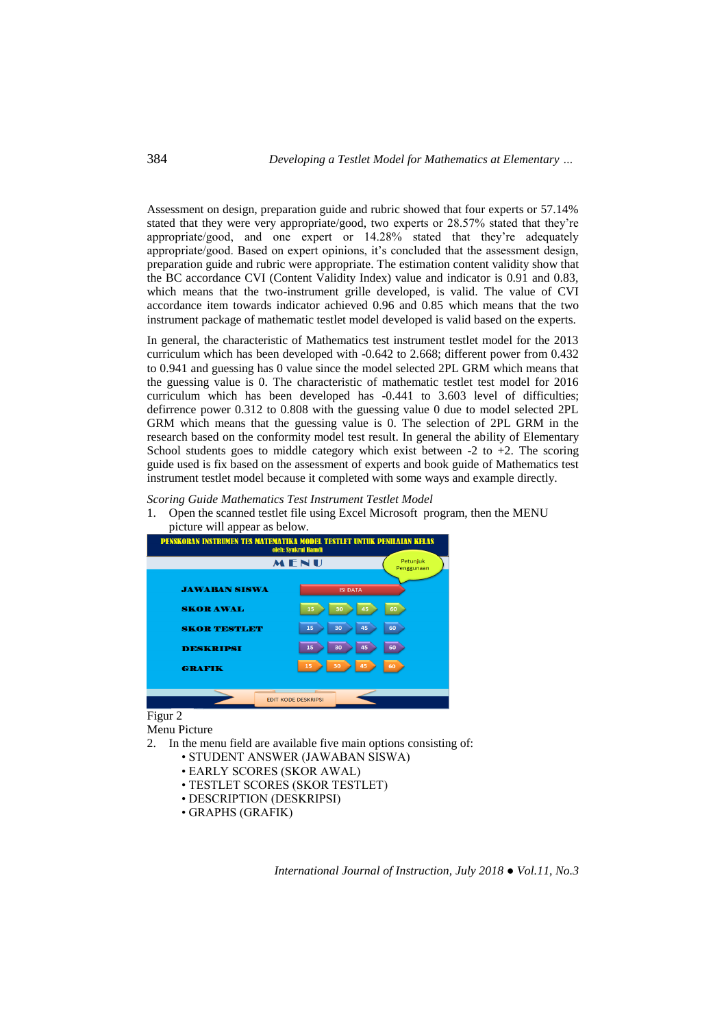Assessment on design, preparation guide and rubric showed that four experts or 57.14% stated that they were very appropriate/good, two experts or 28.57% stated that they're appropriate/good, and one expert or 14.28% stated that they're adequately appropriate/good. Based on expert opinions, it's concluded that the assessment design, preparation guide and rubric were appropriate. The estimation content validity show that the BC accordance CVI (Content Validity Index) value and indicator is 0.91 and 0.83, which means that the two-instrument grille developed, is valid. The value of CVI accordance item towards indicator achieved 0.96 and 0.85 which means that the two instrument package of mathematic testlet model developed is valid based on the experts.

In general, the characteristic of Mathematics test instrument testlet model for the 2013 curriculum which has been developed with -0.642 to 2.668; different power from 0.432 to 0.941 and guessing has 0 value since the model selected 2PL GRM which means that the guessing value is 0. The characteristic of mathematic testlet test model for 2016 curriculum which has been developed has -0.441 to 3.603 level of difficulties; defirrence power 0.312 to 0.808 with the guessing value 0 due to model selected 2PL GRM which means that the guessing value is 0. The selection of 2PL GRM in the research based on the conformity model test result. In general the ability of Elementary School students goes to middle category which exist between -2 to +2. The scoring guide used is fix based on the assessment of experts and book guide of Mathematics test instrument testlet model because it completed with some ways and example directly.

*Scoring Guide Mathematics Test Instrument Testlet Model*

1. Open the scanned testlet file using Excel Microsoft program, then the MENU picture will appear as below.

Figur 2
Menu Picture

2. In the menu field are available five main options consisting of:
   - STUDENT ANSWER (JAWABAN SISWA)
   - EARLY SCORES (SKOR AWAL)
   - TESTLET SCORES (SKOR TESTLET)
   - DESCRIPTION (DESKRIPSI)
   - GRAPHS (GRAFIK)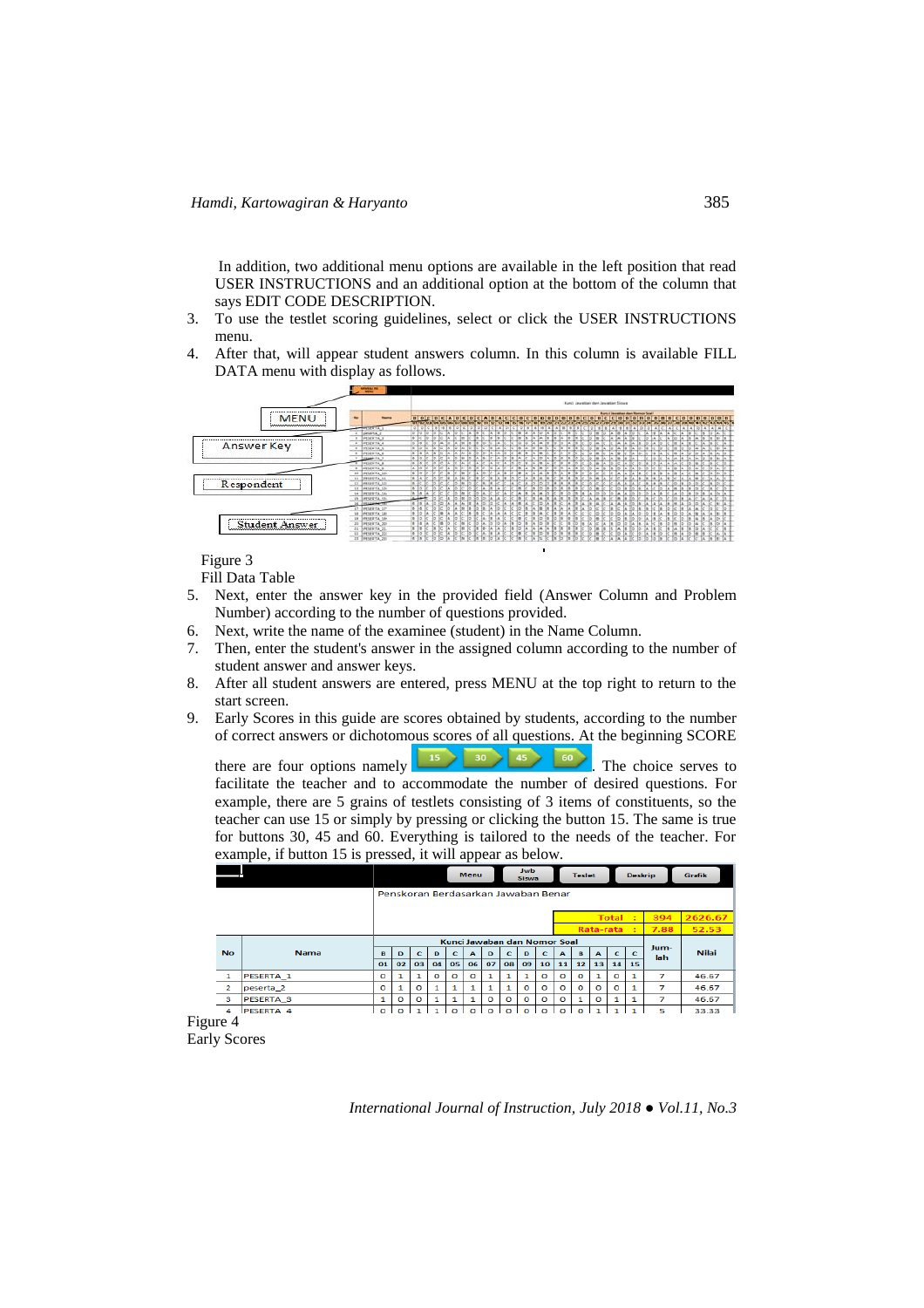In addition, two additional menu options are available in the left position that read USER INSTRUCTIONS and an additional option at the bottom of the column that says EDIT CODE DESCRIPTION.

3. To use the testlet scoring guidelines, select or click the USER INSTRUCTIONS menu.
4. After that, will appear student answers column. In this column is available FILL DATA menu with display as follows.

Figure 3
Fill Data Table

5. Next, enter the answer key in the provided field (Answer Column and Problem Number) according to the number of questions provided.
6. Next, write the name of the examinee (student) in the Name Column.
7. Then, enter the student's answer in the assigned column according to the number of student answer and answer keys.
8. After all student answers are entered, press MENU at the top right to return to the start screen.
9. Early Scores in this guide are scores obtained by students, according to the number of correct answers or dichotomous scores of all questions. At the beginning SCORE there are four options namely 15 30 45 60. The choice serves to facilitate the teacher and to accommodate the number of desired questions. For example, there are 5 grains of testlets consisting of 3 items of constituents, so the teacher can use 15 or simply by pressing or clicking the button 15. The same is true for buttons 30, 45 and 60. Everything is tailored to the needs of the teacher. For example, if button 15 is pressed, it will appear as below.

Menu | Jwb Siswa | Testlet | Deskrip | Grafik

Penskoran Berdasarkan Jawaban Benar

| | | Total : | 394 | 2626.67 |
|---|---|---|---|---|
| | | Rata-rata : | 7.88 | 52.53 |

| No | Nama | B | D | C | D | C | A | D | C | D | C | A | B | A | C | C | Jum-lah | Nilai |
|---|---|---|---|---|---|---|---|---|---|---|---|---|---|---|---|---|---|---|
| | | 01 | 02 | 03 | 04 | 05 | 06 | 07 | 08 | 09 | 10 | 11 | 12 | 13 | 14 | 15 | | |
| 1 | PESERTA_1 | 0 | 1 | 1 | 0 | 0 | 0 | 1 | 1 | 1 | 0 | 0 | 0 | 1 | 0 | 1 | 7 | 46.67 |
| 2 | peserta_2 | 0 | 1 | 0 | 1 | 1 | 1 | 1 | 1 | 0 | 0 | 0 | 0 | 0 | 0 | 1 | 7 | 46.67 |
| 3 | PESERTA_3 | 1 | 0 | 0 | 1 | 1 | 1 | 0 | 0 | 0 | 0 | 0 | 1 | 0 | 1 | 1 | 7 | 46.67 |
| 4 | PESERTA_4 | 0 | 0 | 1 | 1 | 0 | 0 | 0 | 0 | 0 | 0 | 0 | 0 | 1 | 1 | 1 | 5 | 33.33 |

Figure 4
Early Scores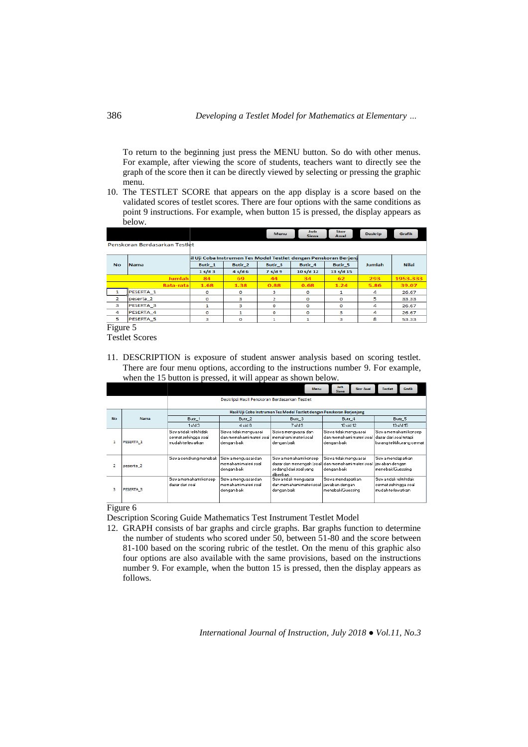To return to the beginning just press the MENU button. So do with other menus. For example, after viewing the score of students, teachers want to directly see the graph of the score then it can be directly viewed by selecting or pressing the graphic menu.

10. The TESTLET SCORE that appears on the app display is a score based on the validated scores of testlet scores. There are four options with the same conditions as point 9 instructions. For example, when button 15 is pressed, the display appears as below.

| | | Menu | Jwb Siswa | Skor Awal | Deskrip | Grafik | | |
|---|---|---|---|---|---|---|---|---|
| Penskoran Berdasarkan Testlet | | | | | | | | |
| No | Nama | il Uji Coba Instrumen Tes Model Testlet dengan Penskoran Berjenj | | | | | Jumlah | Nilai |
| | | Butir_1 | Butir_2 | Butir_3 | Butir_4 | Butir_5 | | |
| | | 1 s/d 3 | 4 s/d 6 | 7 s/d 9 | 10 s/d 12 | 13 s/d 15 | | |
| | Jumlah | 84 | 69 | 44 | 34 | 62 | 293 | 1953.333 |
| | Rata-rata | 1.68 | 1.38 | 0.88 | 0.68 | 1.24 | 5.86 | 39.07 |
| 1 | PESERTA_1 | 0 | 0 | 3 | 0 | 1 | 4 | 26.67 |
| 2 | peserta_2 | 0 | 3 | 2 | 0 | 0 | 5 | 33.33 |
| 3 | PESERTA_3 | 1 | 3 | 0 | 0 | 0 | 4 | 26.67 |
| 4 | PESERTA_4 | 0 | 1 | 0 | 0 | 3 | 4 | 26.67 |
| 5 | PESERTA_5 | 3 | 0 | 1 | 1 | 3 | 8 | 53.33 |

Figure 5

Testlet Scores

11. DESCRIPTION is exposure of student answer analysis based on scoring testlet. There are four menu options, according to the instructions number 9. For example, when the 15 button is pressed, it will appear as shown below.

| | | Menu | Jwb Siswa | Skor Awal | Testlet | Grafik |
|---|---|---|---|---|---|---|
| | | Deskripsi Hasil Penskoran Berdasarkan Testlet | | | | |
| No | Nama | Hasil Uji Coba Instrumen Tes Model Testlet dengan Penskoran Berjenjang | | | | |
| | | Butir_1 | Butir_2 | Butir_3 | Butir_4 | Butir_5 |
| | | 1 s/d 3 | 4 s/d 6 | 7 s/d 9 | 10 s/d 12 | 13 s/d 15 |
| 1 | PESERTA_1 | Siswa tidak teliti/tidak cermat sehingga soal mudah terlewatkan | Siswa tidak menguasai dan memahami materi soal dengan baik | Siswa menguasai dan memahami materi soal dengan baik | Siswa tidak menguasai dan memahami materi soal dengan baik | Siswa memahami konsep dasar dari soal tetapi kurang teliti/kurang cermat |
| 2 | peserta_2 | Siswa cendrung menebak | Siswa menguasai dan memahami materi soal dengan baik | Siswa memahami konsep dasar dan menengah (soal sedang) dari soal yang diberikan | Siswa tidak menguasai dan memahami materi soal dengan baik | Siswa mendapatkan jawaban dengan menebak/Guessing |
| 3 | PESERTA_3 | Siswa memahami konsep dasar dari soal | Siswa menguasai dan memahami materi soal dengan baik | Siswa tidak menguasai dan memahami materi soal dengan baik | Siswa mendapatkan jawaban dengan menebak/Guessing | Siswa tidak teliti/tidak cermat sehingga soal mudah terlewatkan |

Figure 6

Description Scoring Guide Mathematics Test Instrument Testlet Model

12. GRAPH consists of bar graphs and circle graphs. Bar graphs function to determine the number of students who scored under 50, between 51-80 and the score between 81-100 based on the scoring rubric of the testlet. On the menu of this graphic also four options are also available with the same provisions, based on the instructions number 9. For example, when the button 15 is pressed, then the display appears as follows.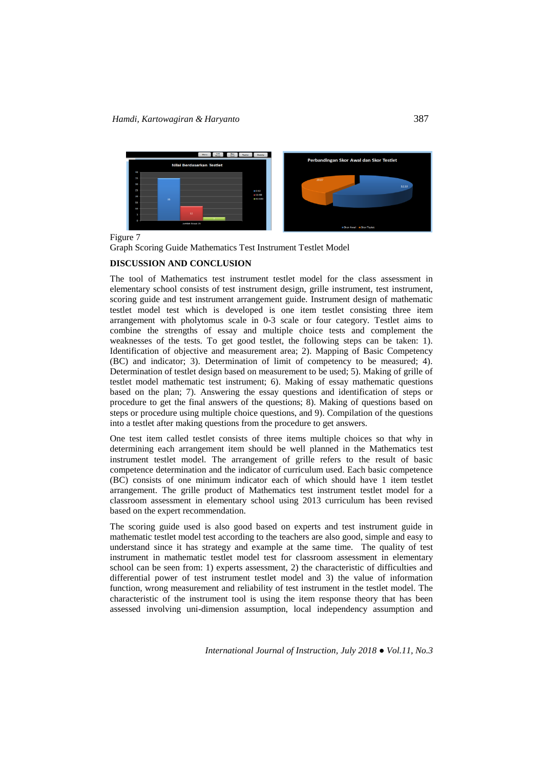Figure 7
Graph Scoring Guide Mathematics Test Instrument Testlet Model

## DISCUSSION AND CONCLUSION

The tool of Mathematics test instrument testlet model for the class assessment in elementary school consists of test instrument design, grille instrument, test instrument, scoring guide and test instrument arrangement guide. Instrument design of mathematic testlet model test which is developed is one item testlet consisting three item arrangement with pholytomus scale in 0-3 scale or four category. Testlet aims to combine the strengths of essay and multiple choice tests and complement the weaknesses of the tests. To get good testlet, the following steps can be taken: 1). Identification of objective and measurement area; 2). Mapping of Basic Competency (BC) and indicator; 3). Determination of limit of competency to be measured; 4). Determination of testlet design based on measurement to be used; 5). Making of grille of testlet model mathematic test instrument; 6). Making of essay mathematic questions based on the plan; 7). Answering the essay questions and identification of steps or procedure to get the final answers of the questions; 8). Making of questions based on steps or procedure using multiple choice questions, and 9). Compilation of the questions into a testlet after making questions from the procedure to get answers.

One test item called testlet consists of three items multiple choices so that why in determining each arrangement item should be well planned in the Mathematics test instrument testlet model. The arrangement of grille refers to the result of basic competence determination and the indicator of curriculum used. Each basic competence (BC) consists of one minimum indicator each of which should have 1 item testlet arrangement. The grille product of Mathematics test instrument testlet model for a classroom assessment in elementary school using 2013 curriculum has been revised based on the expert recommendation.

The scoring guide used is also good based on experts and test instrument guide in mathematic testlet model test according to the teachers are also good, simple and easy to understand since it has strategy and example at the same time. The quality of test instrument in mathematic testlet model test for classroom assessment in elementary school can be seen from: 1) experts assessment, 2) the characteristic of difficulties and differential power of test instrument testlet model and 3) the value of information function, wrong measurement and reliability of test instrument in the testlet model. The characteristic of the instrument tool is using the item response theory that has been assessed involving uni-dimension assumption, local independency assumption and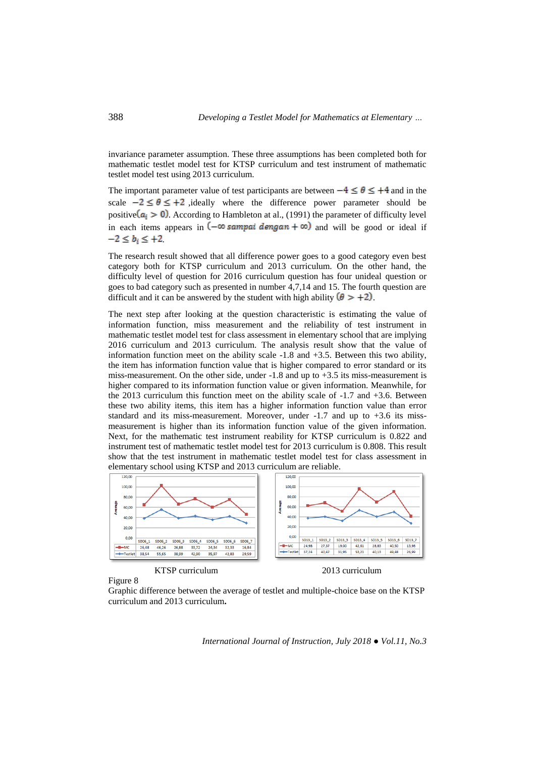invariance parameter assumption. These three assumptions has been completed both for mathematic testlet model test for KTSP curriculum and test instrument of mathematic testlet model test using 2013 curriculum.

The important parameter value of test participants are between $-4 \leq \theta \leq +4$ and in the scale $-2 \leq \theta \leq +2$ ,ideally where the difference power parameter should be positive$(a_i > 0)$. According to Hambleton at al., (1991) the parameter of difficulty level in each items appears in $(-\infty \; sampai \; dengan + \infty)$ and will be good or ideal if $-2 \leq b_i \leq +2$.

The research result showed that all difference power goes to a good category even best category both for KTSP curriculum and 2013 curriculum. On the other hand, the difficulty level of question for 2016 curriculum question has four unideal question or goes to bad category such as presented in number 4,7,14 and 15. The fourth question are difficult and it can be answered by the student with high ability $(\theta > +2)$.

The next step after looking at the question characteristic is estimating the value of information function, miss measurement and the reliability of test instrument in mathematic testlet model test for class assessment in elementary school that are implying 2016 curriculum and 2013 curriculum. The analysis result show that the value of information function meet on the ability scale -1.8 and +3.5. Between this two ability, the item has information function value that is higher compared to error standard or its miss-measurement. On the other side, under -1.8 and up to +3.5 its miss-measurement is higher compared to its information function value or given information. Meanwhile, for the 2013 curriculum this function meet on the ability scale of -1.7 and +3.6. Between these two ability items, this item has a higher information function value than error standard and its miss-measurement. Moreover, under -1.7 and up to +3.6 its miss-measurement is higher than its information function value of the given information. Next, for the mathematic test instrument reability for KTSP curriculum is 0.822 and instrument test of mathematic testlet model test for 2013 curriculum is 0.808. This result show that the test instrument in mathematic testlet model test for class assessment in elementary school using KTSP and 2013 curriculum are reliable.

| | SD06_1 | SD06_2 | SD06_3 | SD06_4 | SD06_5 | SD06_6 | SD06_7 |
|---|---|---|---|---|---|---|---|
| MC | 26,48 | 46,26 | 26,88 | 33,72 | 24,34 | 32,33 | 16,84 |
| Testlet | 38,54 | 55,65 | 38,09 | 42,00 | 35,97 | 42,83 | 29,59 |

KTSP curriculum

| | SD13_1 | SD13_2 | SD13_3 | SD13_4 | SD13_5 | SD13_6 | SD13_7 |
|---|---|---|---|---|---|---|---|
| MC | 24,98 | 27,37 | 19,00 | 42,61 | 28,83 | 40,50 | 13,98 |
| Testlet | 37,24 | 40,47 | 31,95 | 53,21 | 40,13 | 49,48 | 26,99 |

2013 curriculum

Figure 8
Graphic difference between the average of testlet and multiple-choice base on the KTSP curriculum and 2013 curriculum**.**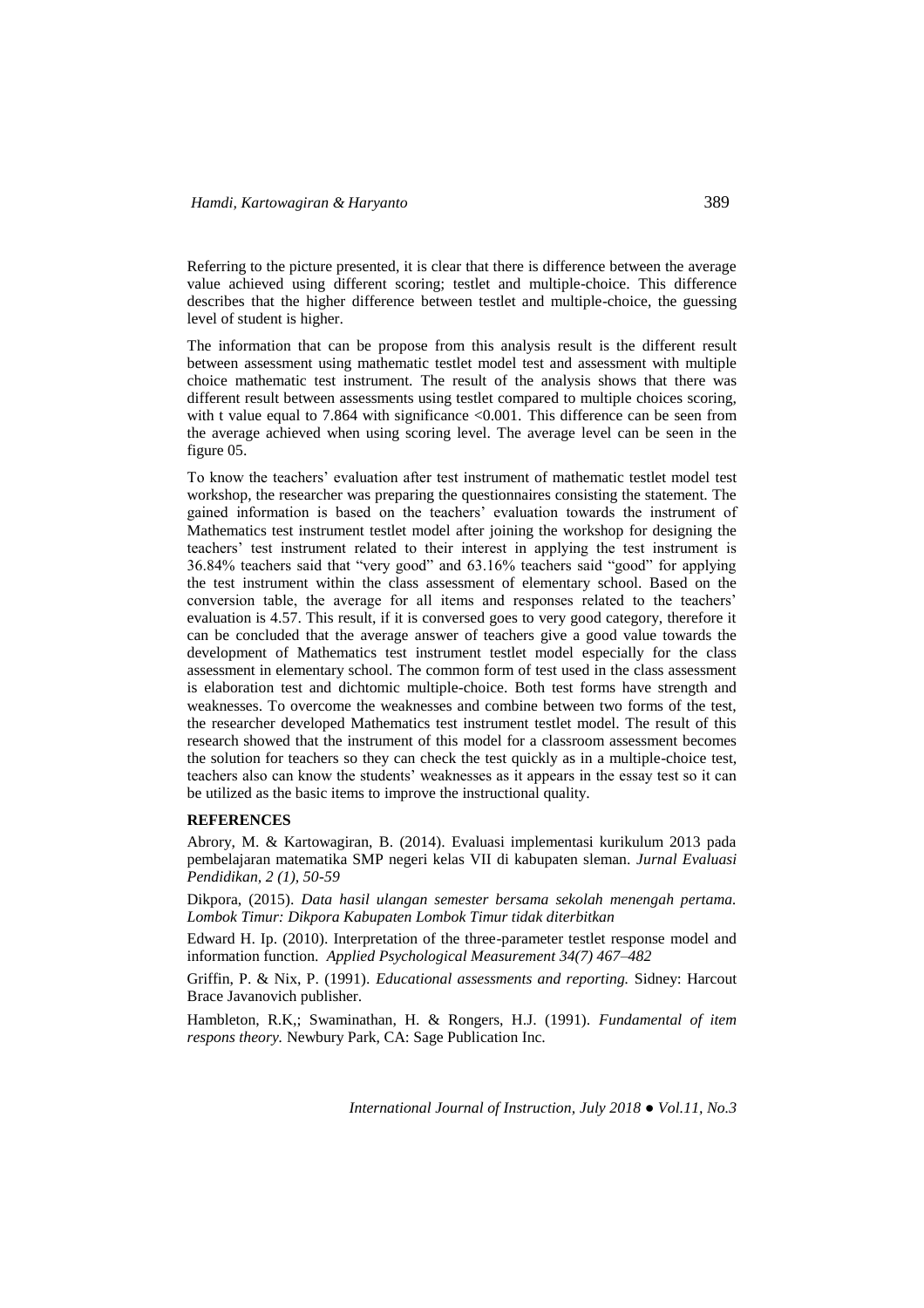Referring to the picture presented, it is clear that there is difference between the average value achieved using different scoring; testlet and multiple-choice. This difference describes that the higher difference between testlet and multiple-choice, the guessing level of student is higher.

The information that can be propose from this analysis result is the different result between assessment using mathematic testlet model test and assessment with multiple choice mathematic test instrument. The result of the analysis shows that there was different result between assessments using testlet compared to multiple choices scoring, with t value equal to 7.864 with significance <0.001. This difference can be seen from the average achieved when using scoring level. The average level can be seen in the figure 05.

To know the teachers' evaluation after test instrument of mathematic testlet model test workshop, the researcher was preparing the questionnaires consisting the statement. The gained information is based on the teachers' evaluation towards the instrument of Mathematics test instrument testlet model after joining the workshop for designing the teachers' test instrument related to their interest in applying the test instrument is 36.84% teachers said that "very good" and 63.16% teachers said "good" for applying the test instrument within the class assessment of elementary school. Based on the conversion table, the average for all items and responses related to the teachers' evaluation is 4.57. This result, if it is conversed goes to very good category, therefore it can be concluded that the average answer of teachers give a good value towards the development of Mathematics test instrument testlet model especially for the class assessment in elementary school. The common form of test used in the class assessment is elaboration test and dichtomic multiple-choice. Both test forms have strength and weaknesses. To overcome the weaknesses and combine between two forms of the test, the researcher developed Mathematics test instrument testlet model. The result of this research showed that the instrument of this model for a classroom assessment becomes the solution for teachers so they can check the test quickly as in a multiple-choice test, teachers also can know the students' weaknesses as it appears in the essay test so it can be utilized as the basic items to improve the instructional quality.

## REFERENCES

Abrory, M. & Kartowagiran, B. (2014). Evaluasi implementasi kurikulum 2013 pada pembelajaran matematika SMP negeri kelas VII di kabupaten sleman. *Jurnal Evaluasi Pendidikan, 2 (1), 50-59*

Dikpora, (2015). *Data hasil ulangan semester bersama sekolah menengah pertama. Lombok Timur: Dikpora Kabupaten Lombok Timur tidak diterbitkan*

Edward H. Ip. (2010). Interpretation of the three-parameter testlet response model and information function. *Applied Psychological Measurement 34(7) 467–482*

Griffin, P. & Nix, P. (1991). *Educational assessments and reporting.* Sidney: Harcout Brace Javanovich publisher.

Hambleton, R.K,; Swaminathan, H. & Rongers, H.J. (1991). *Fundamental of item respons theory.* Newbury Park, CA: Sage Publication Inc.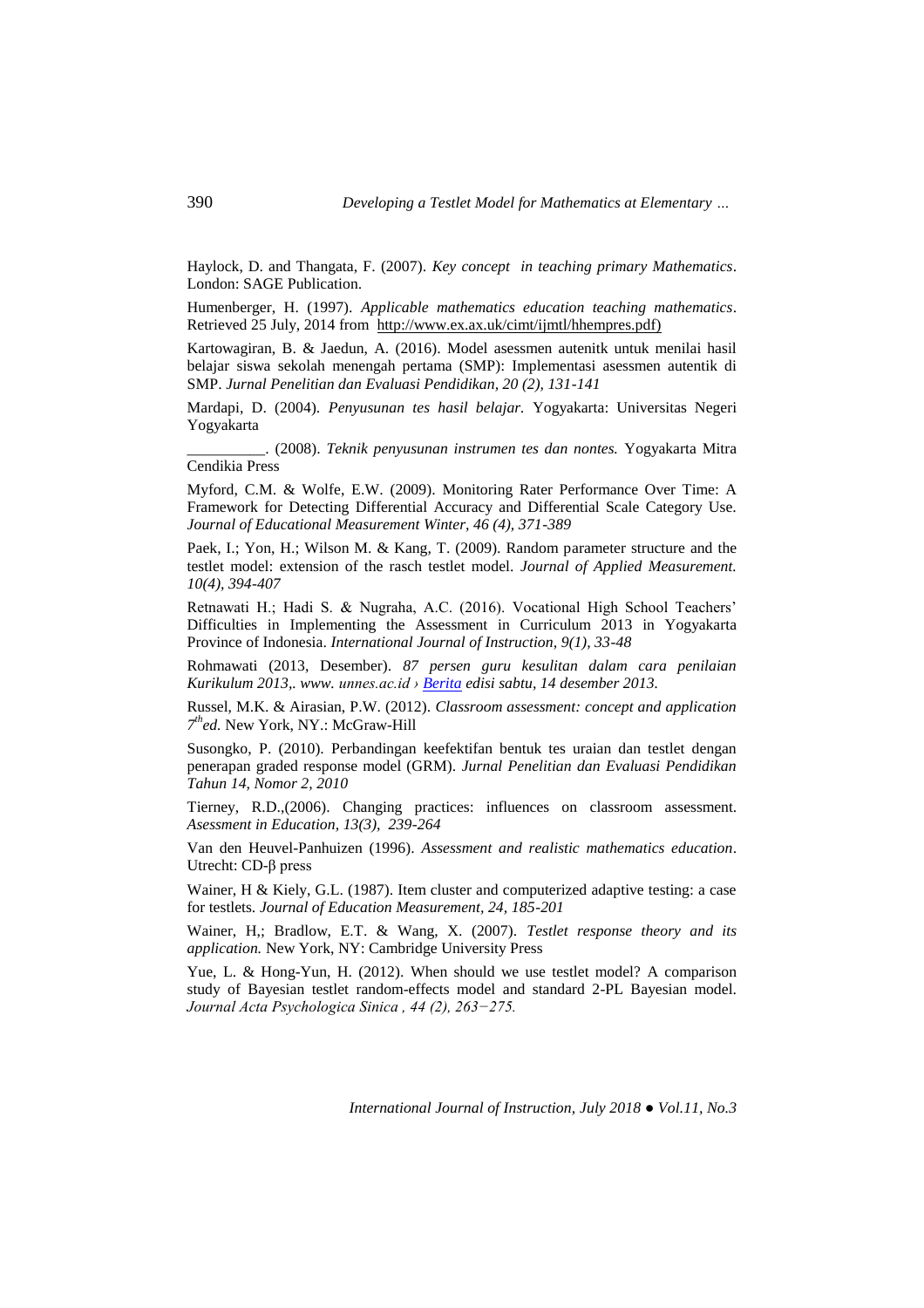Haylock, D. and Thangata, F. (2007). *Key concept in teaching primary Mathematics*. London: SAGE Publication.

Humenberger, H. (1997). *Applicable mathematics education teaching mathematics*. Retrieved 25 July, 2014 from http://www.ex.ax.uk/cimt/ijmtl/hhempres.pdf)

Kartowagiran, B. & Jaedun, A. (2016). Model asessmen autenitk untuk menilai hasil belajar siswa sekolah menengah pertama (SMP): Implementasi asessmen autentik di SMP. *Jurnal Penelitian dan Evaluasi Pendidikan, 20 (2), 131-141*

Mardapi, D. (2004). *Penyusunan tes hasil belajar.* Yogyakarta: Universitas Negeri Yogyakarta

__________. (2008). *Teknik penyusunan instrumen tes dan nontes.* Yogyakarta Mitra Cendikia Press

Myford, C.M. & Wolfe, E.W. (2009). Monitoring Rater Performance Over Time: A Framework for Detecting Differential Accuracy and Differential Scale Category Use. *Journal of Educational Measurement Winter, 46 (4), 371-389*

Paek, I.; Yon, H.; Wilson M. & Kang, T. (2009). Random parameter structure and the testlet model: extension of the rasch testlet model. *Journal of Applied Measurement. 10(4), 394-407*

Retnawati H.; Hadi S. & Nugraha, A.C. (2016). Vocational High School Teachers' Difficulties in Implementing the Assessment in Curriculum 2013 in Yogyakarta Province of Indonesia. *International Journal of Instruction, 9(1), 33-48*

Rohmawati (2013, Desember). *87 persen guru kesulitan dalam cara penilaian Kurikulum 2013,. www. unnes.ac.id › Berita edisi sabtu, 14 desember 2013.*

Russel, M.K. & Airasian, P.W. (2012). *Classroom assessment: concept and application 7th ed.* New York, NY.: McGraw-Hill

Susongko, P. (2010). Perbandingan keefektifan bentuk tes uraian dan testlet dengan penerapan graded response model (GRM). *Jurnal Penelitian dan Evaluasi Pendidikan Tahun 14, Nomor 2, 2010*

Tierney, R.D.,(2006). Changing practices: influences on classroom assessment. *Asessment in Education, 13(3), 239-264*

Van den Heuvel-Panhuizen (1996). *Assessment and realistic mathematics education*. Utrecht: CD-β press

Wainer, H & Kiely, G.L. (1987). Item cluster and computerized adaptive testing: a case for testlets. *Journal of Education Measurement, 24, 185-201*

Wainer, H,; Bradlow, E.T. & Wang, X. (2007). *Testlet response theory and its application.* New York, NY: Cambridge University Press

Yue, L. & Hong-Yun, H. (2012). When should we use testlet model? A comparison study of Bayesian testlet random-effects model and standard 2-PL Bayesian model. *Journal Acta Psychologica Sinica , 44 (2), 263−275.*